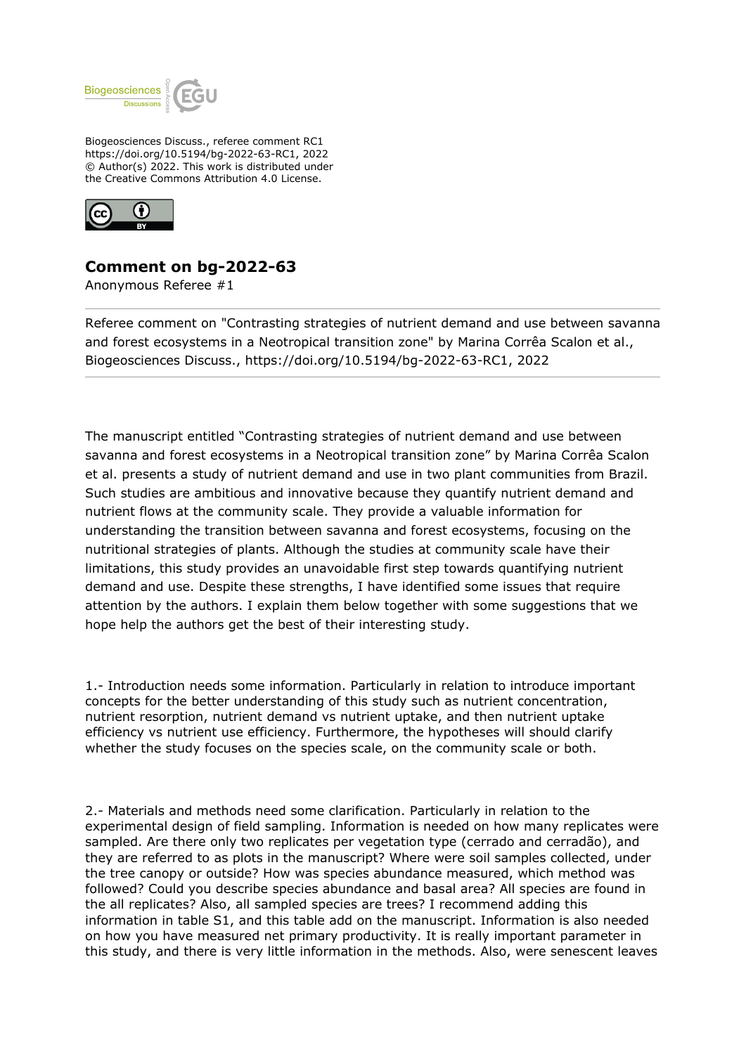Biogeosciences Discuss., referee comment RC1
https://doi.org/10.5194/bg-2022-63-RC1, 2022
© Author(s) 2022. This work is distributed under
the Creative Commons Attribution 4.0 License.

## Comment on bg-2022-63

Anonymous Referee #1

Referee comment on "Contrasting strategies of nutrient demand and use between savanna and forest ecosystems in a Neotropical transition zone" by Marina Corrêa Scalon et al., Biogeosciences Discuss., https://doi.org/10.5194/bg-2022-63-RC1, 2022

The manuscript entitled "Contrasting strategies of nutrient demand and use between savanna and forest ecosystems in a Neotropical transition zone" by Marina Corrêa Scalon et al. presents a study of nutrient demand and use in two plant communities from Brazil. Such studies are ambitious and innovative because they quantify nutrient demand and nutrient flows at the community scale. They provide a valuable information for understanding the transition between savanna and forest ecosystems, focusing on the nutritional strategies of plants. Although the studies at community scale have their limitations, this study provides an unavoidable first step towards quantifying nutrient demand and use. Despite these strengths, I have identified some issues that require attention by the authors. I explain them below together with some suggestions that we hope help the authors get the best of their interesting study.

1.- Introduction needs some information. Particularly in relation to introduce important concepts for the better understanding of this study such as nutrient concentration, nutrient resorption, nutrient demand vs nutrient uptake, and then nutrient uptake efficiency vs nutrient use efficiency. Furthermore, the hypotheses will should clarify whether the study focuses on the species scale, on the community scale or both.

2.- Materials and methods need some clarification. Particularly in relation to the experimental design of field sampling. Information is needed on how many replicates were sampled. Are there only two replicates per vegetation type (cerrado and cerradão), and they are referred to as plots in the manuscript? Where were soil samples collected, under the tree canopy or outside? How was species abundance measured, which method was followed? Could you describe species abundance and basal area? All species are found in the all replicates? Also, all sampled species are trees? I recommend adding this information in table S1, and this table add on the manuscript. Information is also needed on how you have measured net primary productivity. It is really important parameter in this study, and there is very little information in the methods. Also, were senescent leaves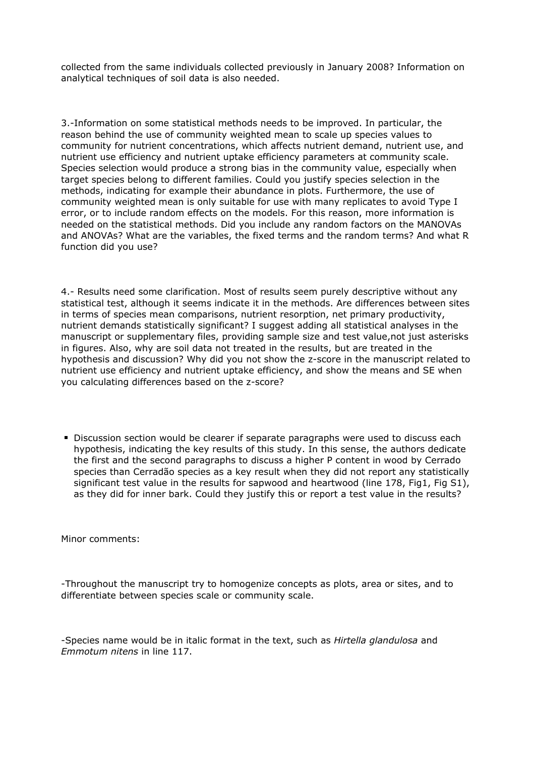collected from the same individuals collected previously in January 2008? Information on analytical techniques of soil data is also needed.

3.-Information on some statistical methods needs to be improved. In particular, the reason behind the use of community weighted mean to scale up species values to community for nutrient concentrations, which affects nutrient demand, nutrient use, and nutrient use efficiency and nutrient uptake efficiency parameters at community scale. Species selection would produce a strong bias in the community value, especially when target species belong to different families. Could you justify species selection in the methods, indicating for example their abundance in plots. Furthermore, the use of community weighted mean is only suitable for use with many replicates to avoid Type I error, or to include random effects on the models. For this reason, more information is needed on the statistical methods. Did you include any random factors on the MANOVAs and ANOVAs? What are the variables, the fixed terms and the random terms? And what R function did you use?

4.- Results need some clarification. Most of results seem purely descriptive without any statistical test, although it seems indicate it in the methods. Are differences between sites in terms of species mean comparisons, nutrient resorption, net primary productivity, nutrient demands statistically significant? I suggest adding all statistical analyses in the manuscript or supplementary files, providing sample size and test value,not just asterisks in figures. Also, why are soil data not treated in the results, but are treated in the hypothesis and discussion? Why did you not show the z-score in the manuscript related to nutrient use efficiency and nutrient uptake efficiency, and show the means and SE when you calculating differences based on the z-score?

- Discussion section would be clearer if separate paragraphs were used to discuss each hypothesis, indicating the key results of this study. In this sense, the authors dedicate the first and the second paragraphs to discuss a higher P content in wood by Cerrado species than Cerradão species as a key result when they did not report any statistically significant test value in the results for sapwood and heartwood (line 178, Fig1, Fig S1), as they did for inner bark. Could they justify this or report a test value in the results?

Minor comments:

-Throughout the manuscript try to homogenize concepts as plots, area or sites, and to differentiate between species scale or community scale.

-Species name would be in italic format in the text, such as *Hirtella glandulosa* and *Emmotum nitens* in line 117.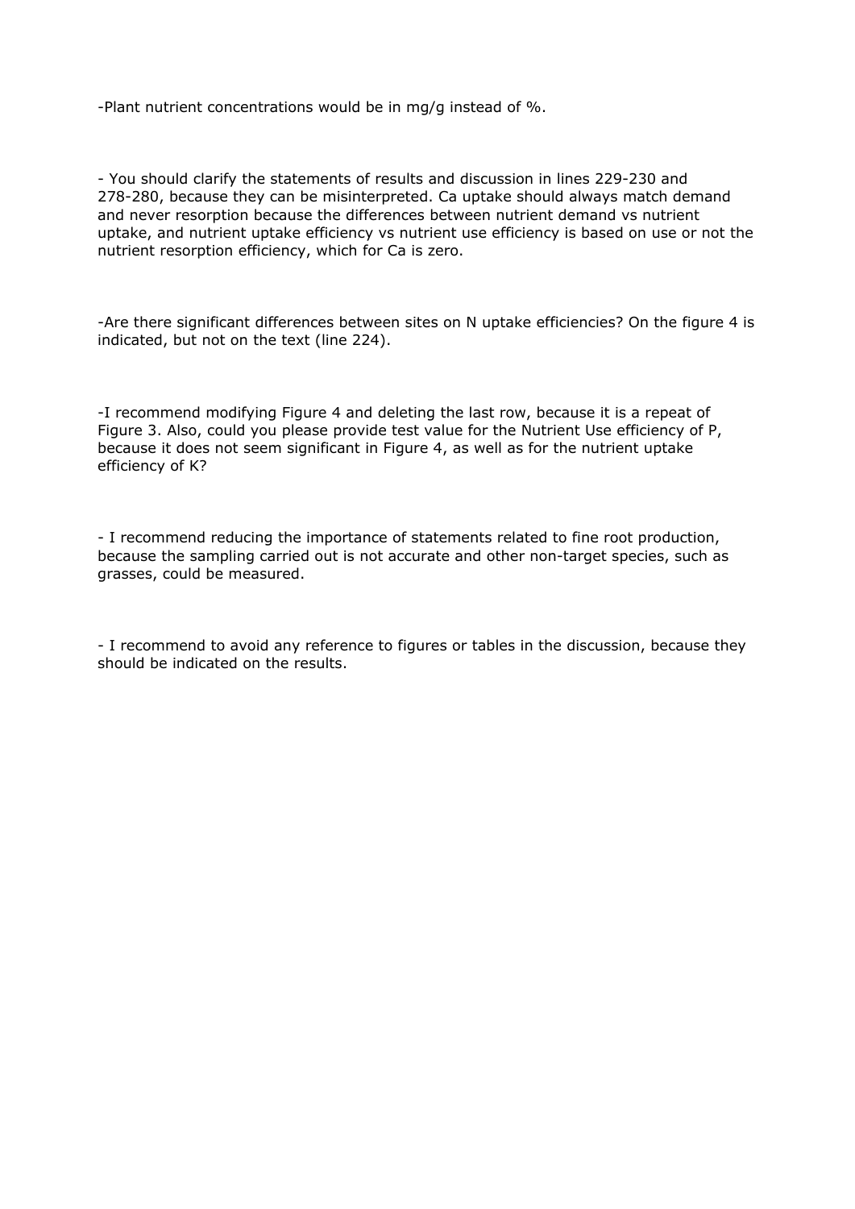-Plant nutrient concentrations would be in mg/g instead of %.

- You should clarify the statements of results and discussion in lines 229-230 and 278-280, because they can be misinterpreted. Ca uptake should always match demand and never resorption because the differences between nutrient demand vs nutrient uptake, and nutrient uptake efficiency vs nutrient use efficiency is based on use or not the nutrient resorption efficiency, which for Ca is zero.

-Are there significant differences between sites on N uptake efficiencies? On the figure 4 is indicated, but not on the text (line 224).

-I recommend modifying Figure 4 and deleting the last row, because it is a repeat of Figure 3. Also, could you please provide test value for the Nutrient Use efficiency of P, because it does not seem significant in Figure 4, as well as for the nutrient uptake efficiency of K?

- I recommend reducing the importance of statements related to fine root production, because the sampling carried out is not accurate and other non-target species, such as grasses, could be measured.

- I recommend to avoid any reference to figures or tables in the discussion, because they should be indicated on the results.